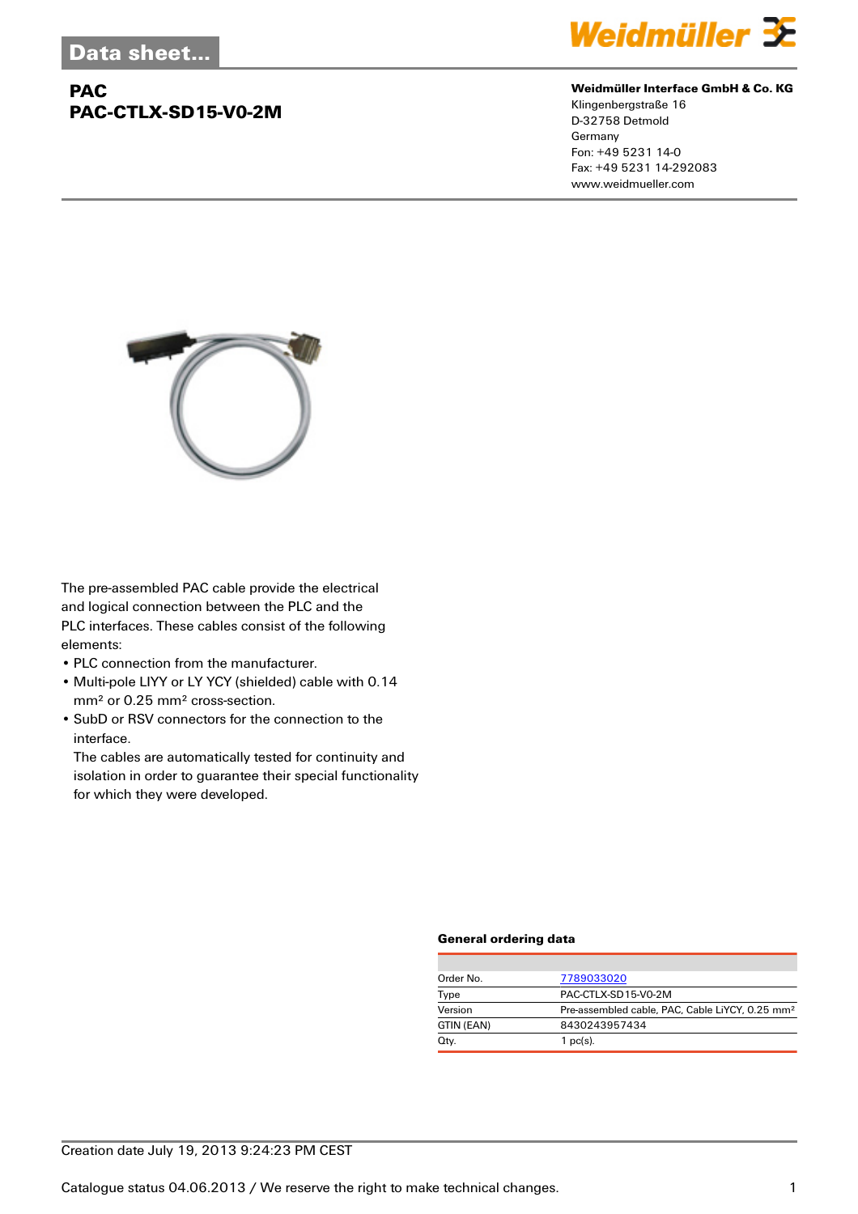# Data sheet...

## PAC
## PAC-CTLX-SD15-V0-2M

**Weidmüller Interface GmbH & Co. KG**
Klingenbergstraße 16
D-32758 Detmold
Germany
Fon: +49 5231 14-0
Fax: +49 5231 14-292083
www.weidmueller.com

The pre-assembled PAC cable provide the electrical and logical connection between the PLC and the PLC interfaces. These cables consist of the following elements:

- PLC connection from the manufacturer.
- Multi-pole LIYY or LY YCY (shielded) cable with 0.14 mm² or 0.25 mm² cross-section.
- SubD or RSV connectors for the connection to the interface.
  The cables are automatically tested for continuity and isolation in order to guarantee their special functionality for which they were developed.

### General ordering data

| | |
|---|---|
| Order No. | 7789033020 |
| Type | PAC-CTLX-SD15-V0-2M |
| Version | Pre-assembled cable, PAC, Cable LiYCY, 0.25 mm² |
| GTIN (EAN) | 8430243957434 |
| Qty. | 1 pc(s). |

Creation date July 19, 2013 9:24:23 PM CEST

Catalogue status 04.06.2013 / We reserve the right to make technical changes.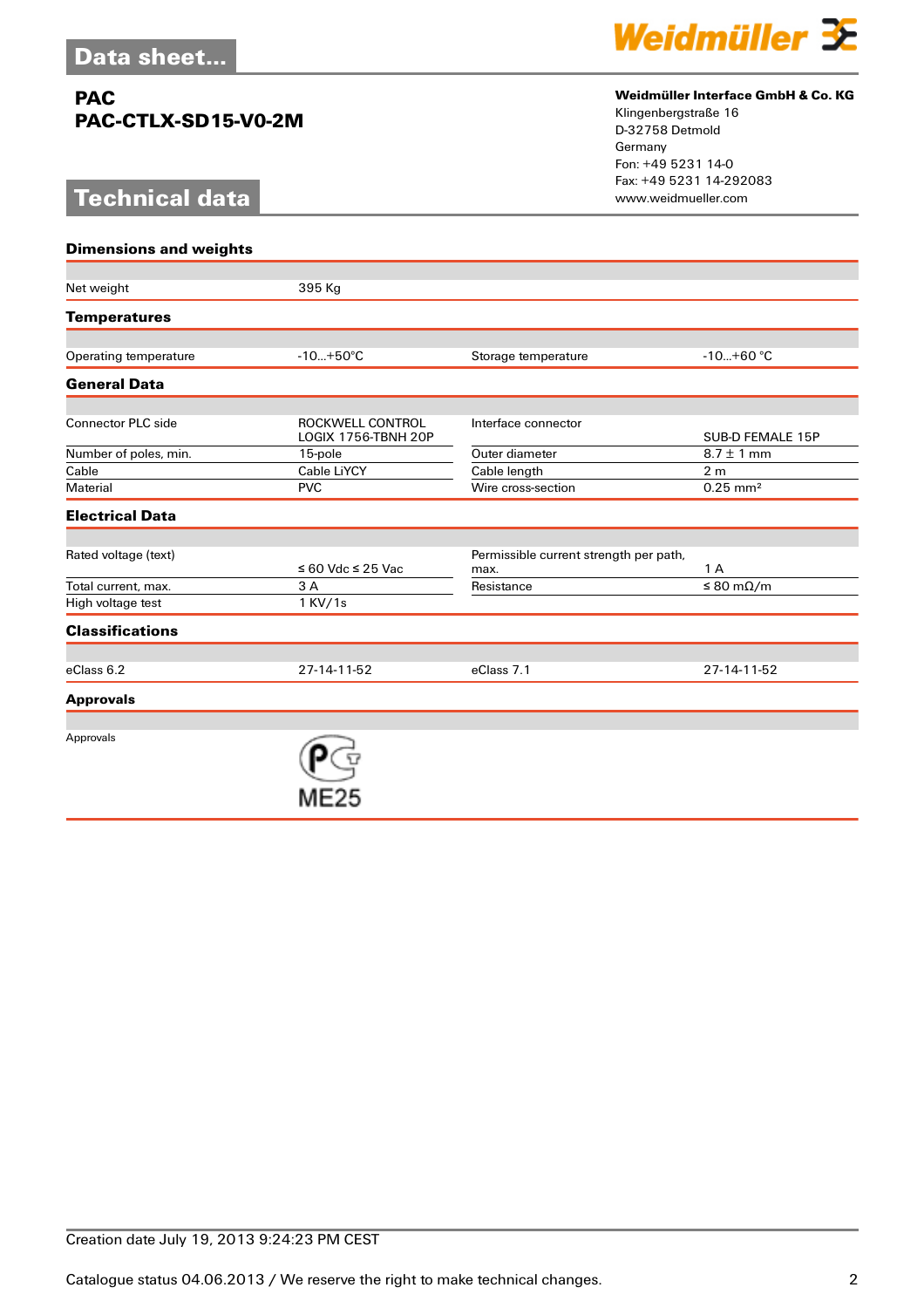# Data sheet...

## PAC
## PAC-CTLX-SD15-V0-2M

## Technical data

**Weidmüller Interface GmbH & Co. KG**
Klingenbergstraße 16
D-32758 Detmold
Germany
Fon: +49 5231 14-0
Fax: +49 5231 14-292083
www.weidmueller.com

### Dimensions and weights

| | | | |
|---|---|---|---|
| Net weight | 395 Kg | | |

### Temperatures

| | | | |
|---|---|---|---|
| Operating temperature | -10...+50°C | Storage temperature | -10...+60 °C |

### General Data

| | | | |
|---|---|---|---|
| Connector PLC side | ROCKWELL CONTROL LOGIX 1756-TBNH 20P | Interface connector | SUB-D FEMALE 15P |
| Number of poles, min. | 15-pole | Outer diameter | 8.7 ± 1 mm |
| Cable | Cable LiYCY | Cable length | 2 m |
| Material | PVC | Wire cross-section | 0.25 mm² |

### Electrical Data

| | | | |
|---|---|---|---|
| Rated voltage (text) | ≤ 60 Vdc ≤ 25 Vac | Permissible current strength per path, max. | 1 A |
| Total current, max. | 3 A | Resistance | ≤ 80 mΩ/m |
| High voltage test | 1 KV/1s | | |

### Classifications

| | | | |
|---|---|---|---|
| eClass 6.2 | 27-14-11-52 | eClass 7.1 | 27-14-11-52 |

### Approvals

Approvals

ME25

Creation date July 19, 2013 9:24:23 PM CEST

Catalogue status 04.06.2013 / We reserve the right to make technical changes.